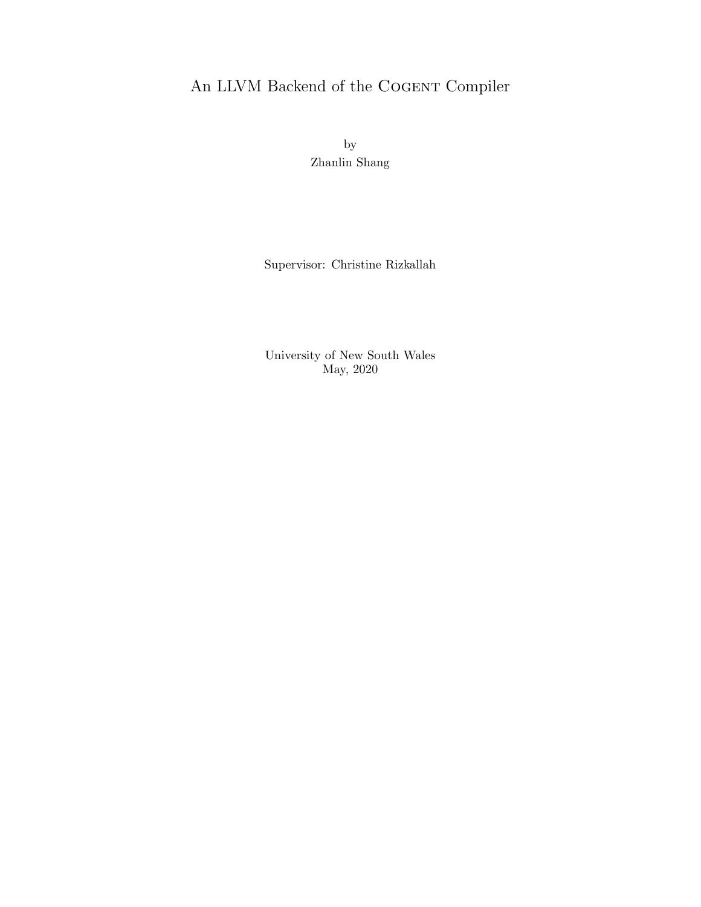# An LLVM Backend of the COGENT Compiler

by
Zhanlin Shang

Supervisor: Christine Rizkallah

University of New South Wales
May, 2020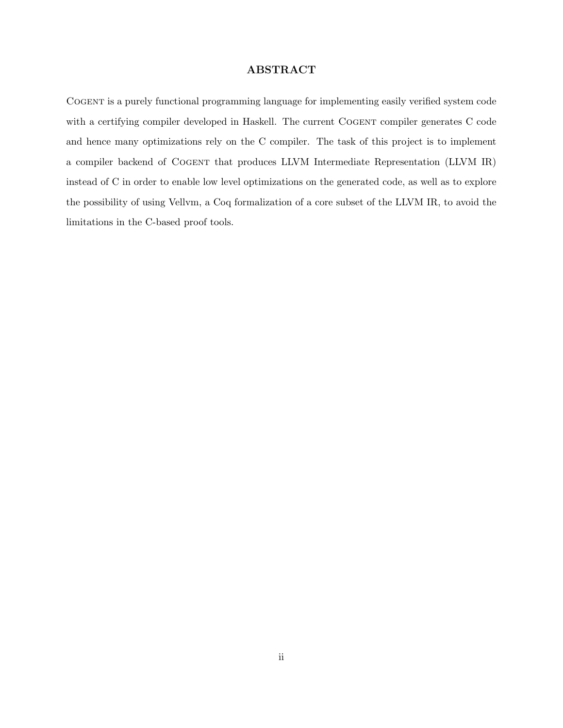## ABSTRACT

COGENT is a purely functional programming language for implementing easily verified system code with a certifying compiler developed in Haskell. The current COGENT compiler generates C code and hence many optimizations rely on the C compiler. The task of this project is to implement a compiler backend of COGENT that produces LLVM Intermediate Representation (LLVM IR) instead of C in order to enable low level optimizations on the generated code, as well as to explore the possibility of using Vellvm, a Coq formalization of a core subset of the LLVM IR, to avoid the limitations in the C-based proof tools.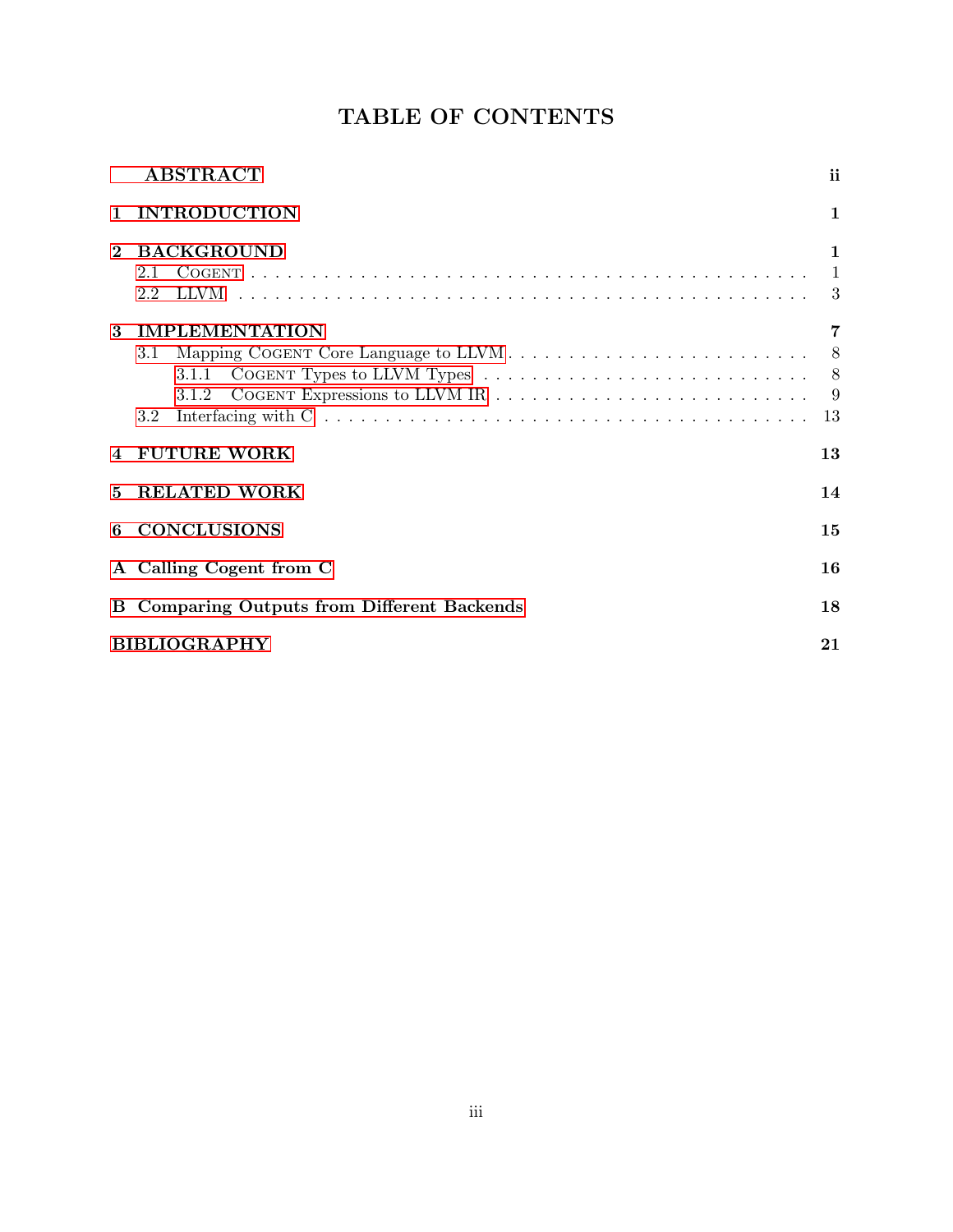# TABLE OF CONTENTS

| | |
|---|---|
| **ABSTRACT** | **ii** |
| **1 INTRODUCTION** | **1** |
| **2 BACKGROUND** | **1** |
| 2.1 Cogent | 1 |
| 2.2 LLVM | 3 |
| **3 IMPLEMENTATION** | **7** |
| 3.1 Mapping Cogent Core Language to LLVM | 8 |
| 3.1.1 Cogent Types to LLVM Types | 8 |
| 3.1.2 Cogent Expressions to LLVM IR | 9 |
| 3.2 Interfacing with C | 13 |
| **4 FUTURE WORK** | **13** |
| **5 RELATED WORK** | **14** |
| **6 CONCLUSIONS** | **15** |
| **A Calling Cogent from C** | **16** |
| **B Comparing Outputs from Different Backends** | **18** |
| **BIBLIOGRAPHY** | **21** |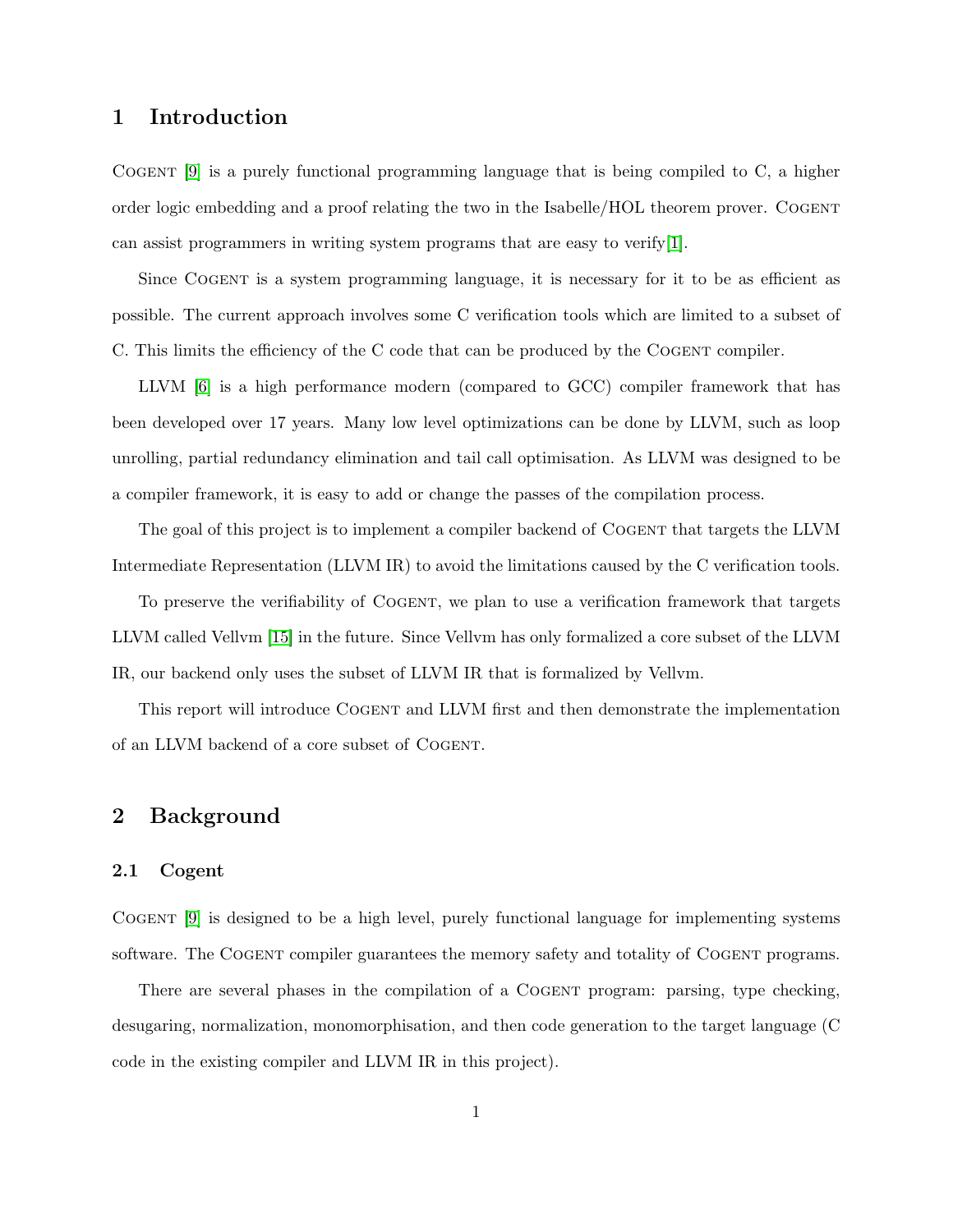# 1 Introduction

Cogent [9] is a purely functional programming language that is being compiled to C, a higher order logic embedding and a proof relating the two in the Isabelle/HOL theorem prover. Cogent can assist programmers in writing system programs that are easy to verify[1].

Since Cogent is a system programming language, it is necessary for it to be as efficient as possible. The current approach involves some C verification tools which are limited to a subset of C. This limits the efficiency of the C code that can be produced by the Cogent compiler.

LLVM [6] is a high performance modern (compared to GCC) compiler framework that has been developed over 17 years. Many low level optimizations can be done by LLVM, such as loop unrolling, partial redundancy elimination and tail call optimisation. As LLVM was designed to be a compiler framework, it is easy to add or change the passes of the compilation process.

The goal of this project is to implement a compiler backend of Cogent that targets the LLVM Intermediate Representation (LLVM IR) to avoid the limitations caused by the C verification tools.

To preserve the verifiability of Cogent, we plan to use a verification framework that targets LLVM called Vellvm [15] in the future. Since Vellvm has only formalized a core subset of the LLVM IR, our backend only uses the subset of LLVM IR that is formalized by Vellvm.

This report will introduce Cogent and LLVM first and then demonstrate the implementation of an LLVM backend of a core subset of Cogent.

# 2 Background

## 2.1 Cogent

Cogent [9] is designed to be a high level, purely functional language for implementing systems software. The Cogent compiler guarantees the memory safety and totality of Cogent programs.

There are several phases in the compilation of a Cogent program: parsing, type checking, desugaring, normalization, monomorphisation, and then code generation to the target language (C code in the existing compiler and LLVM IR in this project).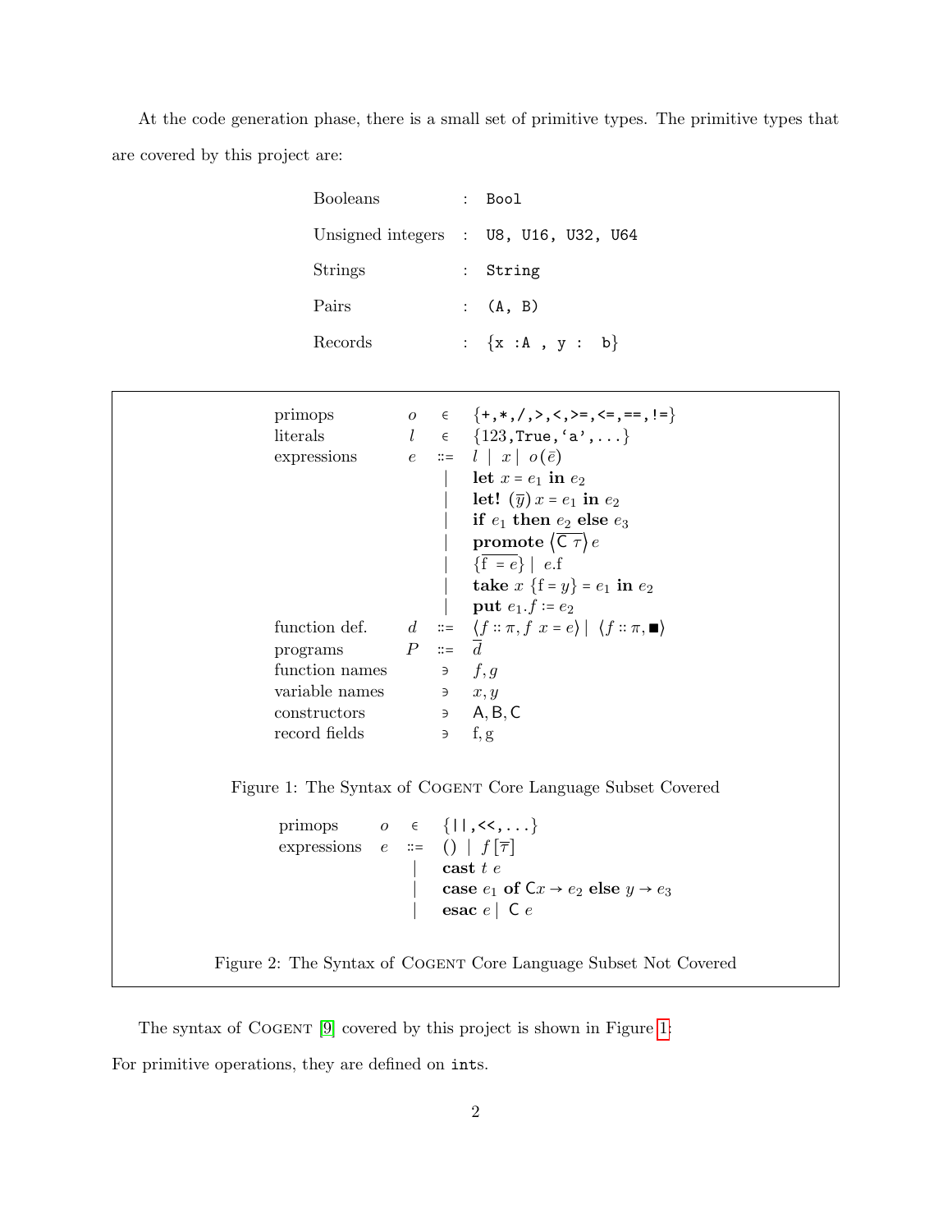At the code generation phase, there is a small set of primitive types. The primitive types that are covered by this project are:

| | | |
|---|---|---|
| Booleans | : | `Bool` |
| Unsigned integers | : | `U8, U16, U32, U64` |
| Strings | : | `String` |
| Pairs | : | `(A, B)` |
| Records | : | `{x :A , y :  b}` |

$$
\begin{array}{llcl}
\text{primops} & o & \in & \{\texttt{+},\texttt{*},\texttt{/},\texttt{>},\texttt{<},\texttt{>=},\texttt{<=},\texttt{==},\texttt{!=}\} \\
\text{literals} & l & \in & \{123,\texttt{True},\texttt{'a'},\ldots\} \\
\text{expressions} & e & ::= & l \mid x \mid o(\bar{e}) \\
 & & \mid & \textbf{let}\ x = e_1\ \textbf{in}\ e_2 \\
 & & \mid & \textbf{let!}\ (\overline{y})\ x = e_1\ \textbf{in}\ e_2 \\
 & & \mid & \textbf{if}\ e_1\ \textbf{then}\ e_2\ \textbf{else}\ e_3 \\
 & & \mid & \textbf{promote}\ \langle\overline{\mathsf{C}\ \tau}\rangle\ e \\
 & & \mid & \{\overline{\mathrm{f}\ = e}\} \mid e.\mathrm{f} \\
 & & \mid & \textbf{take}\ x\ \{\mathrm{f} = y\} = e_1\ \textbf{in}\ e_2 \\
 & & \mid & \textbf{put}\ e_1.f := e_2 \\
\text{function def.} & d & ::= & \langle f :: \pi, f\ x = e\rangle \mid \langle f :: \pi, \blacksquare\rangle \\
\text{programs} & P & ::= & \overline{d} \\
\text{function names} & & \ni & f, g \\
\text{variable names} & & \ni & x, y \\
\text{constructors} & & \ni & \mathsf{A}, \mathsf{B}, \mathsf{C} \\
\text{record fields} & & \ni & \mathrm{f}, \mathrm{g}
\end{array}
$$

Figure 1: The Syntax of COGENT Core Language Subset Covered

$$
\begin{array}{llcl}
\text{primops} & o & \in & \{\texttt{||},\texttt{<<},\ldots\} \\
\text{expressions} & e & ::= & () \mid f\,[\overline{\tau}] \\
 & & \mid & \textbf{cast}\ t\ e \\
 & & \mid & \textbf{case}\ e_1\ \textbf{of}\ \mathsf{C}x \rightarrow e_2\ \textbf{else}\ y \rightarrow e_3 \\
 & & \mid & \textbf{esac}\ e \mid \mathsf{C}\ e
\end{array}
$$

Figure 2: The Syntax of COGENT Core Language Subset Not Covered

The syntax of COGENT [9] covered by this project is shown in Figure 1.

For primitive operations, they are defined on `int`s.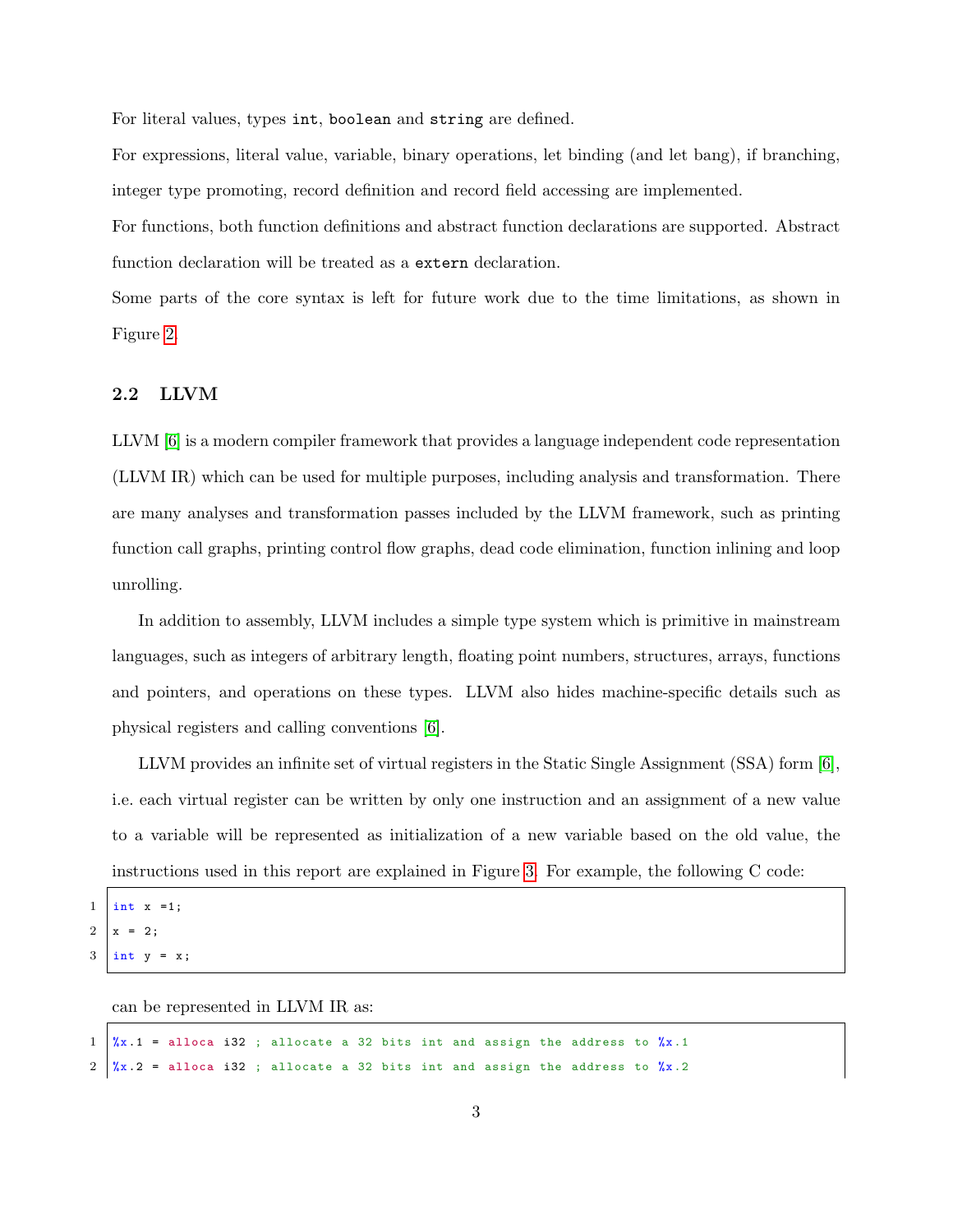For literal values, types `int`, `boolean` and `string` are defined.

For expressions, literal value, variable, binary operations, let binding (and let bang), if branching, integer type promoting, record definition and record field accessing are implemented.

For functions, both function definitions and abstract function declarations are supported. Abstract function declaration will be treated as a `extern` declaration.

Some parts of the core syntax is left for future work due to the time limitations, as shown in Figure 2.

### 2.2 LLVM

LLVM [6] is a modern compiler framework that provides a language independent code representation (LLVM IR) which can be used for multiple purposes, including analysis and transformation. There are many analyses and transformation passes included by the LLVM framework, such as printing function call graphs, printing control flow graphs, dead code elimination, function inlining and loop unrolling.

In addition to assembly, LLVM includes a simple type system which is primitive in mainstream languages, such as integers of arbitrary length, floating point numbers, structures, arrays, functions and pointers, and operations on these types. LLVM also hides machine-specific details such as physical registers and calling conventions [6].

LLVM provides an infinite set of virtual registers in the Static Single Assignment (SSA) form [6], i.e. each virtual register can be written by only one instruction and an assignment of a new value to a variable will be represented as initialization of a new variable based on the old value, the instructions used in this report are explained in Figure 3. For example, the following C code:

```
int x =1;
x = 2;
int y = x;
```

can be represented in LLVM IR as:

```
%x.1 = alloca i32 ; allocate a 32 bits int and assign the address to %x.1
%x.2 = alloca i32 ; allocate a 32 bits int and assign the address to %x.2
```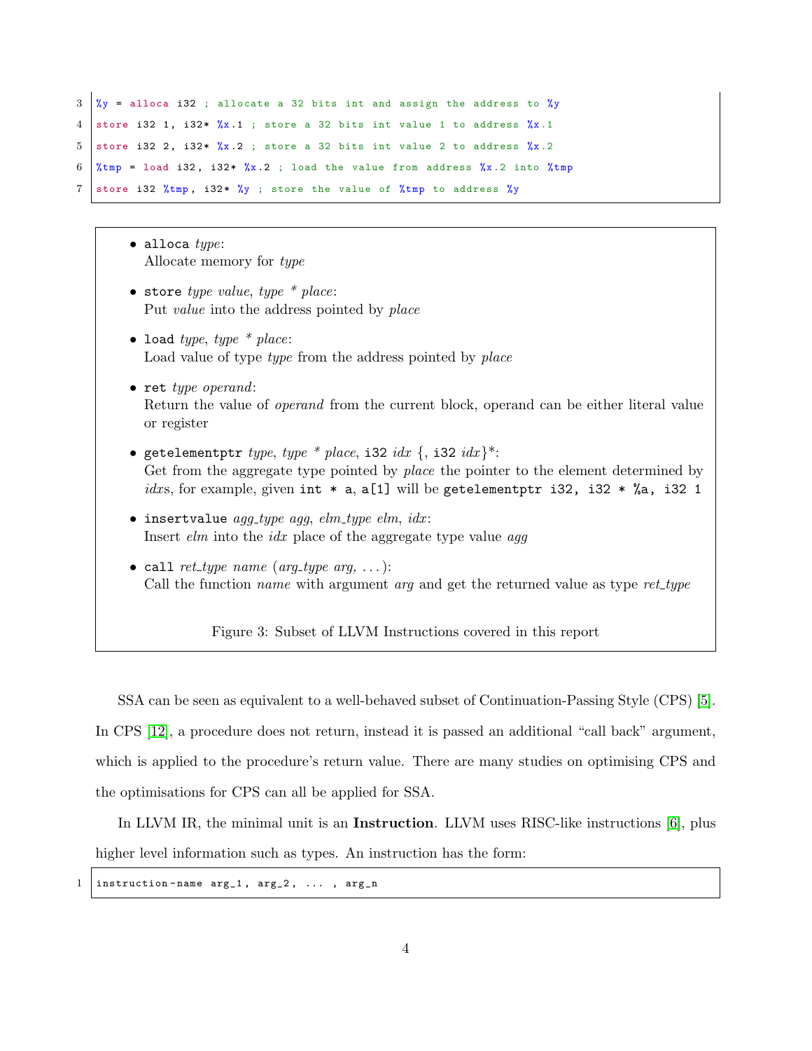```
%y = alloca i32 ; allocate a 32 bits int and assign the address to %y
store i32 1, i32* %x.1 ; store a 32 bits int value 1 to address %x.1
store i32 2, i32* %x.2 ; store a 32 bits int value 2 to address %x.2
%tmp = load i32, i32* %x.2 ; load the value from address %x.2 into %tmp
store i32 %tmp, i32* %y ; store the value of %tmp to address %y
```

- `alloca` *type*:
  Allocate memory for *type*
- `store` *type value*, *type \* place*:
  Put *value* into the address pointed by *place*
- `load` *type*, *type \* place*:
  Load value of type *type* from the address pointed by *place*
- `ret` *type operand*:
  Return the value of *operand* from the current block, operand can be either literal value or register
- `getelementptr` *type*, *type \* place*, `i32` *idx* {, `i32` *idx*}*:
  Get from the aggregate type pointed by *place* the pointer to the element determined by *idx*s, for example, given `int * a`, `a[1]` will be `getelementptr i32, i32 * %a, i32 1`
- `insertvalue` *agg_type agg*, *elm_type elm*, *idx*:
  Insert *elm* into the *idx* place of the aggregate type value *agg*
- `call` *ret_type name* (*arg_type arg, ...*):
  Call the function *name* with argument *arg* and get the returned value as type *ret_type*

Figure 3: Subset of LLVM Instructions covered in this report

SSA can be seen as equivalent to a well-behaved subset of Continuation-Passing Style (CPS) [5]. In CPS [12], a procedure does not return, instead it is passed an additional "call back" argument, which is applied to the procedure's return value. There are many studies on optimising CPS and the optimisations for CPS can all be applied for SSA.

In LLVM IR, the minimal unit is an **Instruction**. LLVM uses RISC-like instructions [6], plus higher level information such as types. An instruction has the form:

```
instruction-name arg_1, arg_2, ... , arg_n
```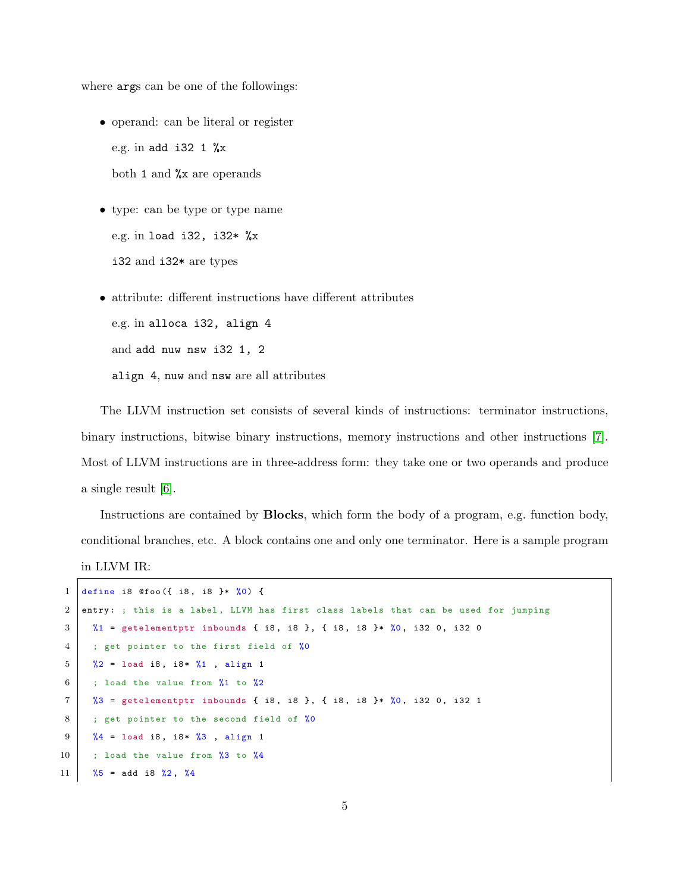where `args` can be one of the followings:

- operand: can be literal or register

  e.g. in `add i32 1 %x`

  both `1` and `%x` are operands

- type: can be type or type name

  e.g. in `load i32, i32* %x`

  `i32` and `i32*` are types

- attribute: different instructions have different attributes

  e.g. in `alloca i32, align 4`

  and `add nuw nsw i32 1, 2`

  `align 4`, `nuw` and `nsw` are all attributes

The LLVM instruction set consists of several kinds of instructions: terminator instructions, binary instructions, bitwise binary instructions, memory instructions and other instructions [7]. Most of LLVM instructions are in three-address form: they take one or two operands and produce a single result [6].

Instructions are contained by **Blocks**, which form the body of a program, e.g. function body, conditional branches, etc. A block contains one and only one terminator. Here is a sample program in LLVM IR:

```
define i8 @foo({ i8, i8 }* %0) {
entry: ; this is a label, LLVM has first class labels that can be used for jumping
  %1 = getelementptr inbounds { i8, i8 }, { i8, i8 }* %0, i32 0, i32 0
  ; get pointer to the first field of %0
  %2 = load i8, i8* %1 , align 1
  ; load the value from %1 to %2
  %3 = getelementptr inbounds { i8, i8 }, { i8, i8 }* %0, i32 0, i32 1
  ; get pointer to the second field of %0
  %4 = load i8, i8* %3 , align 1
  ; load the value from %3 to %4
  %5 = add i8 %2, %4
```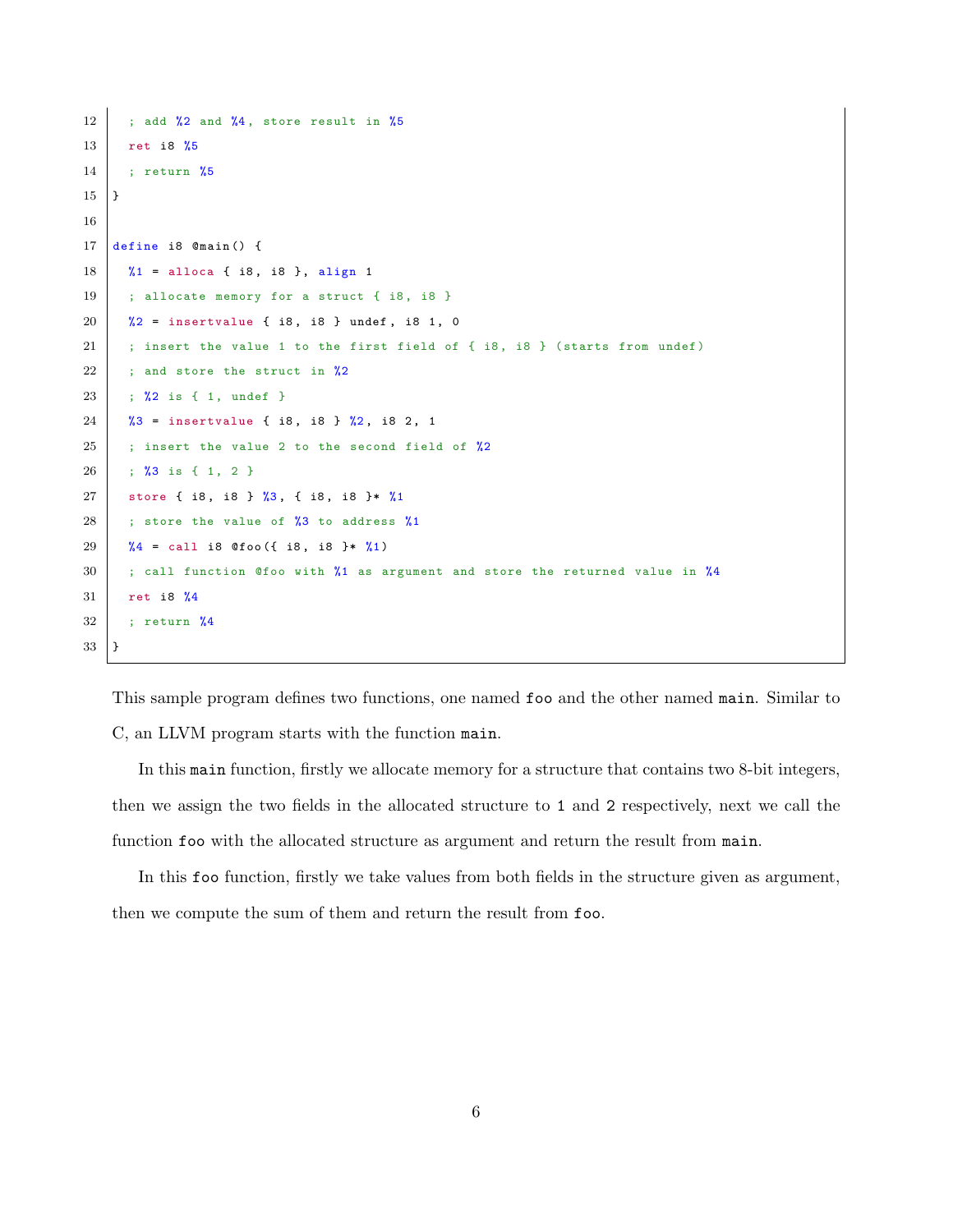```
  ; add %2 and %4, store result in %5
  ret i8 %5
  ; return %5
}

define i8 @main() {
  %1 = alloca { i8, i8 }, align 1
  ; allocate memory for a struct { i8, i8 }
  %2 = insertvalue { i8, i8 } undef, i8 1, 0
  ; insert the value 1 to the first field of { i8, i8 } (starts from undef)
  ; and store the struct in %2
  ; %2 is { 1, undef }
  %3 = insertvalue { i8, i8 } %2, i8 2, 1
  ; insert the value 2 to the second field of %2
  ; %3 is { 1, 2 }
  store { i8, i8 } %3, { i8, i8 }* %1
  ; store the value of %3 to address %1
  %4 = call i8 @foo({ i8, i8 }* %1)
  ; call function @foo with %1 as argument and store the returned value in %4
  ret i8 %4
  ; return %4
}
```

This sample program defines two functions, one named `foo` and the other named `main`. Similar to C, an LLVM program starts with the function `main`.

In this `main` function, firstly we allocate memory for a structure that contains two 8-bit integers, then we assign the two fields in the allocated structure to `1` and `2` respectively, next we call the function `foo` with the allocated structure as argument and return the result from `main`.

In this `foo` function, firstly we take values from both fields in the structure given as argument, then we compute the sum of them and return the result from `foo`.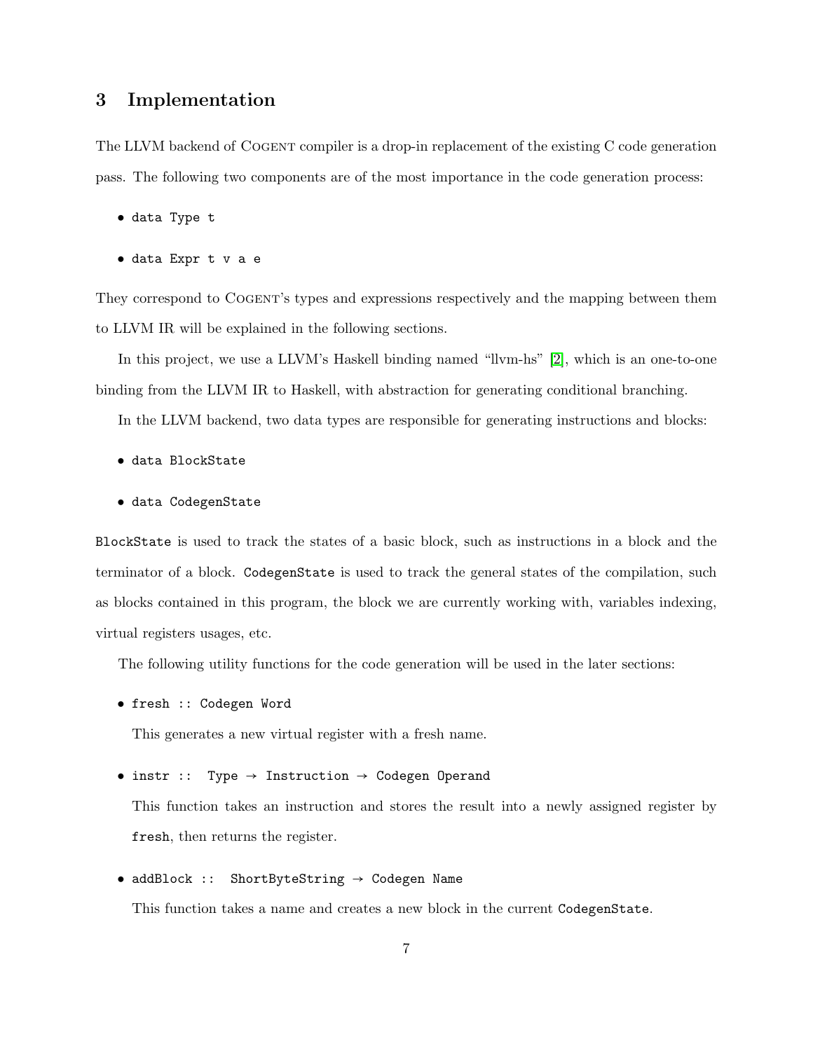## 3 Implementation

The LLVM backend of Cogent compiler is a drop-in replacement of the existing C code generation pass. The following two components are of the most importance in the code generation process:

- `data Type t`
- `data Expr t v a e`

They correspond to Cogent's types and expressions respectively and the mapping between them to LLVM IR will be explained in the following sections.

In this project, we use a LLVM's Haskell binding named "llvm-hs" [2], which is an one-to-one binding from the LLVM IR to Haskell, with abstraction for generating conditional branching.

In the LLVM backend, two data types are responsible for generating instructions and blocks:

- `data BlockState`
- `data CodegenState`

`BlockState` is used to track the states of a basic block, such as instructions in a block and the terminator of a block. `CodegenState` is used to track the general states of the compilation, such as blocks contained in this program, the block we are currently working with, variables indexing, virtual registers usages, etc.

The following utility functions for the code generation will be used in the later sections:

- `fresh :: Codegen Word`

  This generates a new virtual register with a fresh name.

- `instr :: Type → Instruction → Codegen Operand`

  This function takes an instruction and stores the result into a newly assigned register by `fresh`, then returns the register.

- `addBlock :: ShortByteString → Codegen Name`

  This function takes a name and creates a new block in the current `CodegenState`.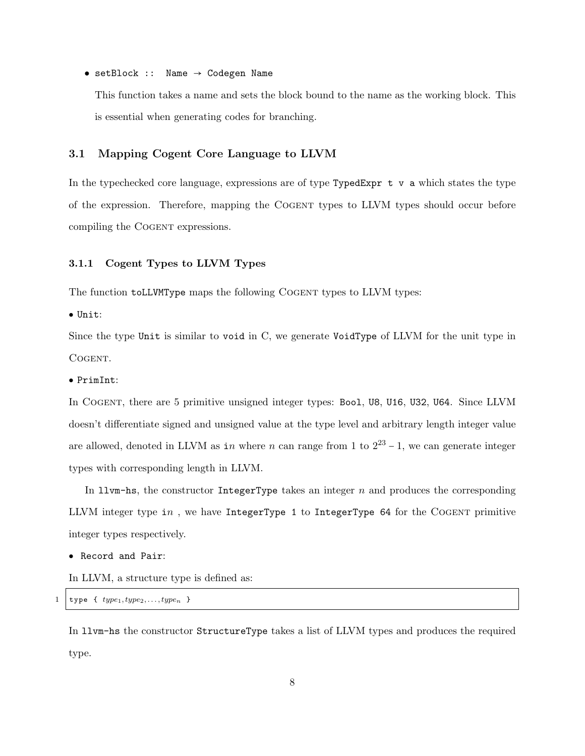- `setBlock :: Name → Codegen Name`

  This function takes a name and sets the block bound to the name as the working block. This is essential when generating codes for branching.

## 3.1 Mapping Cogent Core Language to LLVM

In the typechecked core language, expressions are of type `TypedExpr t v a` which states the type of the expression. Therefore, mapping the COGENT types to LLVM types should occur before compiling the COGENT expressions.

### 3.1.1 Cogent Types to LLVM Types

The function `toLLVMType` maps the following COGENT types to LLVM types:

• `Unit`:

Since the type `Unit` is similar to `void` in C, we generate `VoidType` of LLVM for the unit type in COGENT.

• `PrimInt`:

In COGENT, there are 5 primitive unsigned integer types: `Bool`, `U8`, `U16`, `U32`, `U64`. Since LLVM doesn't differentiate signed and unsigned value at the type level and arbitrary length integer value are allowed, denoted in LLVM as i$n$ where $n$ can range from 1 to $2^{23} - 1$, we can generate integer types with corresponding length in LLVM.

In `llvm-hs`, the constructor `IntegerType` takes an integer $n$ and produces the corresponding LLVM integer type i$n$ , we have `IntegerType 1` to `IntegerType 64` for the COGENT primitive integer types respectively.

• `Record and Pair`:

In LLVM, a structure type is defined as:

```
type { type_1, type_2, ..., type_n }
```

In `llvm-hs` the constructor `StructureType` takes a list of LLVM types and produces the required type.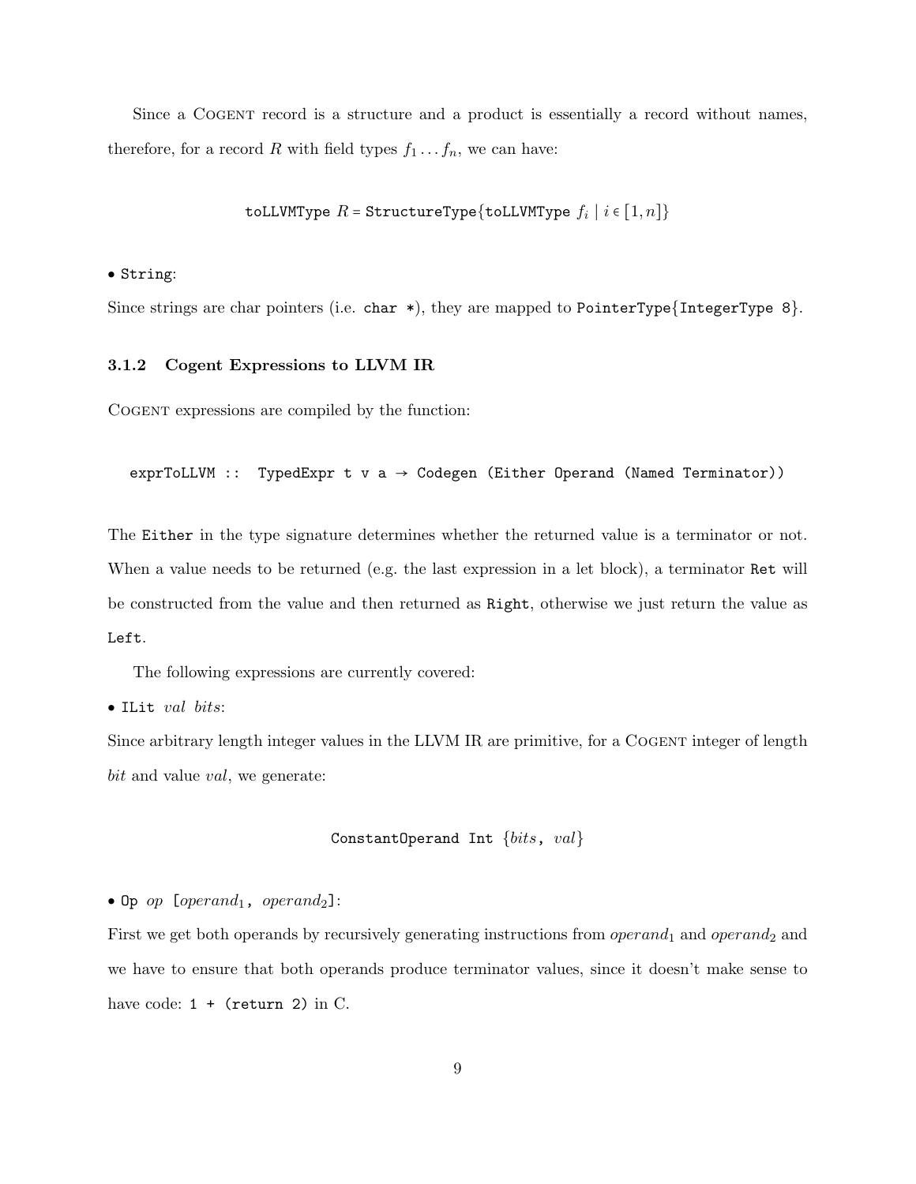Since a COGENT record is a structure and a product is essentially a record without names, therefore, for a record $R$ with field types $f_1 \dots f_n$, we can have:

$$\texttt{toLLVMType}\ R = \texttt{StructureType}\{\texttt{toLLVMType}\ f_i \mid i \in [1, n]\}$$

• `String`:

Since strings are char pointers (i.e. `char *`), they are mapped to `PointerType{IntegerType 8}`.

### 3.1.2 Cogent Expressions to LLVM IR

COGENT expressions are compiled by the function:

```
exprToLLVM ::  TypedExpr t v a → Codegen (Either Operand (Named Terminator))
```

The `Either` in the type signature determines whether the returned value is a terminator or not. When a value needs to be returned (e.g. the last expression in a let block), a terminator `Ret` will be constructed from the value and then returned as `Right`, otherwise we just return the value as `Left`.

The following expressions are currently covered:

• `ILit` *val bits*:

Since arbitrary length integer values in the LLVM IR are primitive, for a COGENT integer of length *bit* and value *val*, we generate:

$$\texttt{ConstantOperand Int}\ \{bits,\ val\}$$

• `Op` *op* [$operand_1$, $operand_2$]:

First we get both operands by recursively generating instructions from $operand_1$ and $operand_2$ and we have to ensure that both operands produce terminator values, since it doesn't make sense to have code: `1 + (return 2)` in C.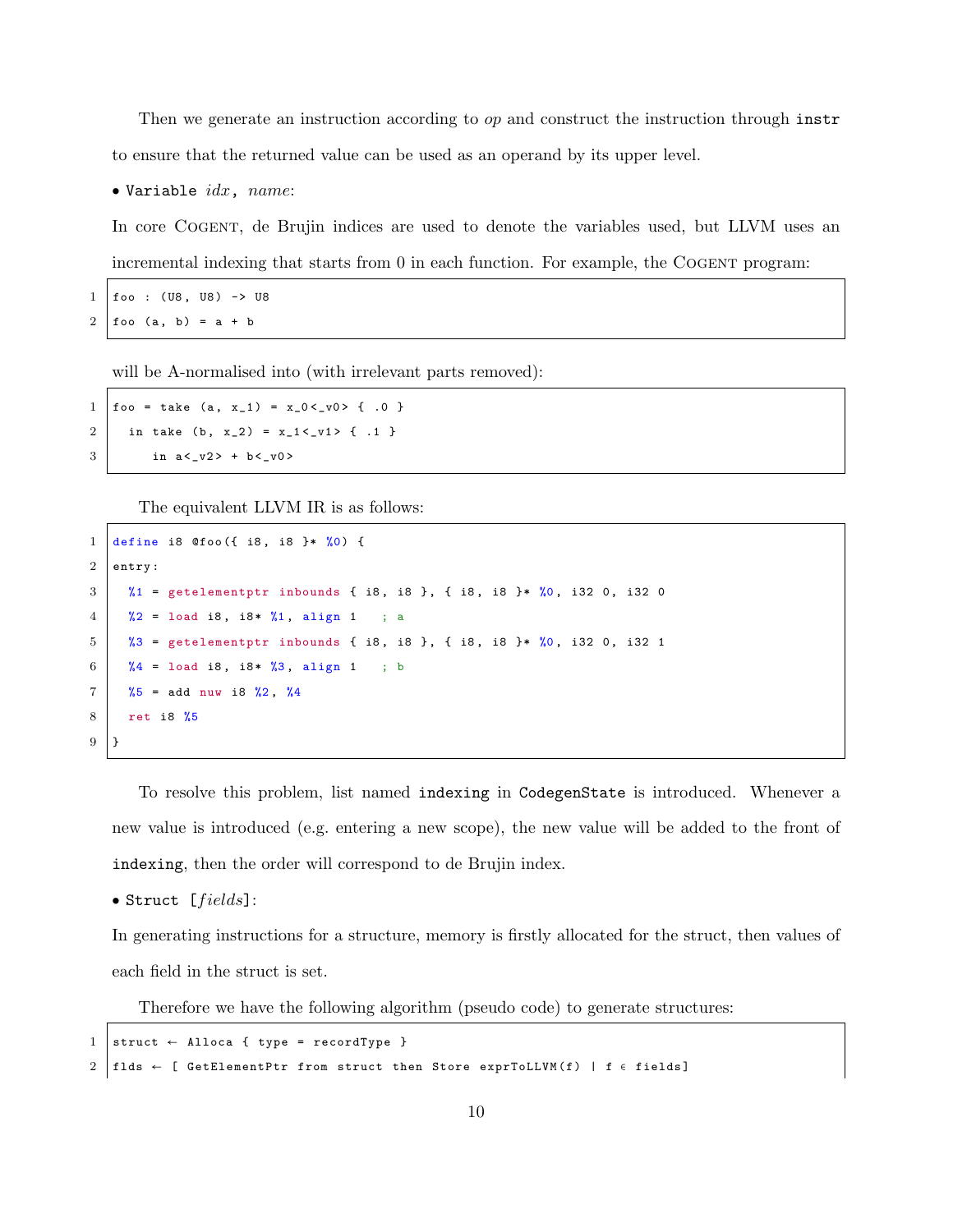Then we generate an instruction according to *op* and construct the instruction through `instr` to ensure that the returned value can be used as an operand by its upper level.

- `Variable` *idx*, *name*:

In core COGENT, de Brujin indices are used to denote the variables used, but LLVM uses an incremental indexing that starts from 0 in each function. For example, the COGENT program:

```
foo : (U8, U8) -> U8
foo (a, b) = a + b
```

will be A-normalised into (with irrelevant parts removed):

```
foo = take (a, x_1) = x_0<_v0> { .0 }
  in take (b, x_2) = x_1<_v1> { .1 }
     in a<_v2> + b<_v0>
```

The equivalent LLVM IR is as follows:

```
define i8 @foo({ i8, i8 }* %0) {
entry:
  %1 = getelementptr inbounds { i8, i8 }, { i8, i8 }* %0, i32 0, i32 0
  %2 = load i8, i8* %1, align 1   ; a
  %3 = getelementptr inbounds { i8, i8 }, { i8, i8 }* %0, i32 0, i32 1
  %4 = load i8, i8* %3, align 1   ; b
  %5 = add nuw i8 %2, %4
  ret i8 %5
}
```

To resolve this problem, list named `indexing` in `CodegenState` is introduced. Whenever a new value is introduced (e.g. entering a new scope), the new value will be added to the front of `indexing`, then the order will correspond to de Brujin index.

- `Struct` [*fields*]:

In generating instructions for a structure, memory is firstly allocated for the struct, then values of each field in the struct is set.

Therefore we have the following algorithm (pseudo code) to generate structures:

```
struct ← Alloca { type = recordType }
flds ← [ GetElementPtr from struct then Store exprToLLVM(f) | f ∈ fields]
```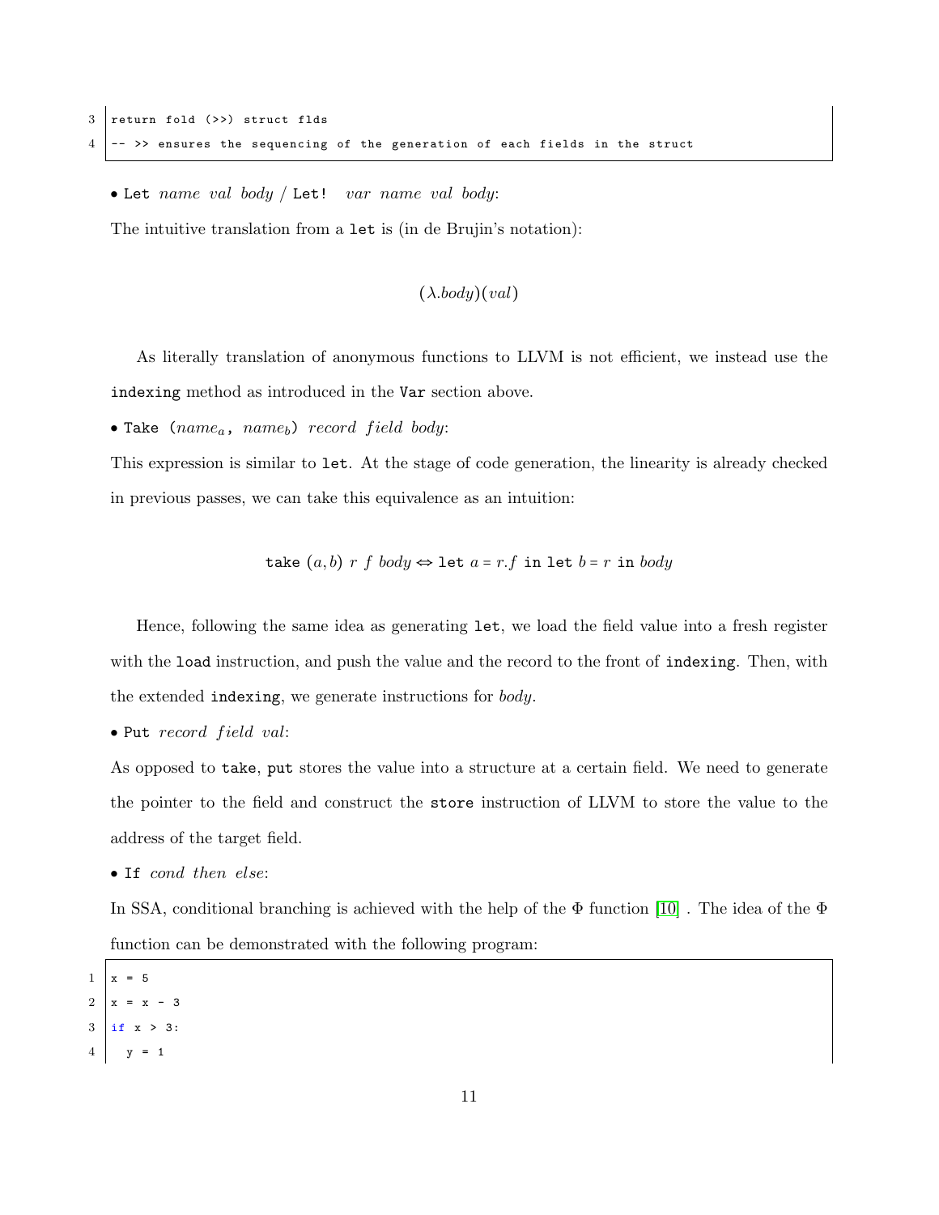```
return fold (>>) struct flds
-- >> ensures the sequencing of the generation of each fields in the struct
```

• `Let` *name val body* / `Let!` *var name val body*:

The intuitive translation from a `let` is (in de Brujin's notation):

$$(\lambda.body)(val)$$

As literally translation of anonymous functions to LLVM is not efficient, we instead use the `indexing` method as introduced in the `Var` section above.

• `Take` ($name_a$, $name_b$) *record field body*:

This expression is similar to `let`. At the stage of code generation, the linearity is already checked in previous passes, we can take this equivalence as an intuition:

$$\texttt{take}\ (a,b)\ r\ f\ body \Leftrightarrow \texttt{let}\ a = r.f\ \texttt{in}\ \texttt{let}\ b = r\ \texttt{in}\ body$$

Hence, following the same idea as generating `let`, we load the field value into a fresh register with the `load` instruction, and push the value and the record to the front of `indexing`. Then, with the extended `indexing`, we generate instructions for *body*.

• `Put` *record field val*:

As opposed to `take`, `put` stores the value into a structure at a certain field. We need to generate the pointer to the field and construct the `store` instruction of LLVM to store the value to the address of the target field.

• `If` *cond then else*:

In SSA, conditional branching is achieved with the help of the $\Phi$ function [10] . The idea of the $\Phi$ function can be demonstrated with the following program:

```
x = 5
x = x - 3
if x > 3:
  y = 1
```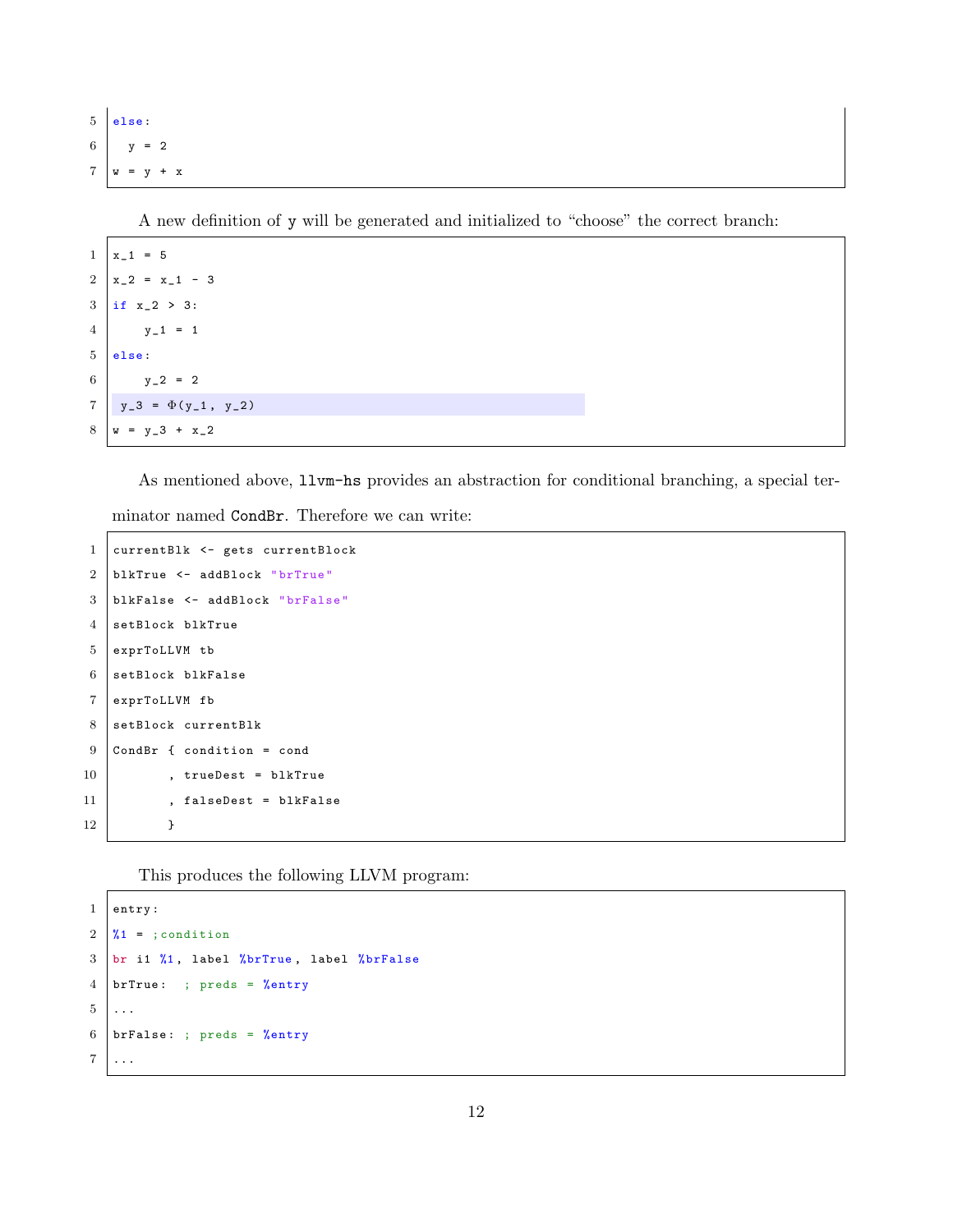```
else:
  y = 2
w = y + x
```

A new definition of `y` will be generated and initialized to "choose" the correct branch:

```
x_1 = 5
x_2 = x_1 - 3
if x_2 > 3:
    y_1 = 1
else:
    y_2 = 2
y_3 = Φ(y_1, y_2)
w = y_3 + x_2
```

As mentioned above, `llvm-hs` provides an abstraction for conditional branching, a special terminator named `CondBr`. Therefore we can write:

```
currentBlk <- gets currentBlock
blkTrue <- addBlock "brTrue"
blkFalse <- addBlock "brFalse"
setBlock blkTrue
exprToLLVM tb
setBlock blkFalse
exprToLLVM fb
setBlock currentBlk
CondBr { condition = cond
       , trueDest = blkTrue
       , falseDest = blkFalse
       }
```

This produces the following LLVM program:

```
entry:
%1 = ;condition
br i1 %1, label %brTrue, label %brFalse
brTrue:  ; preds = %entry
...
brFalse: ; preds = %entry
...
```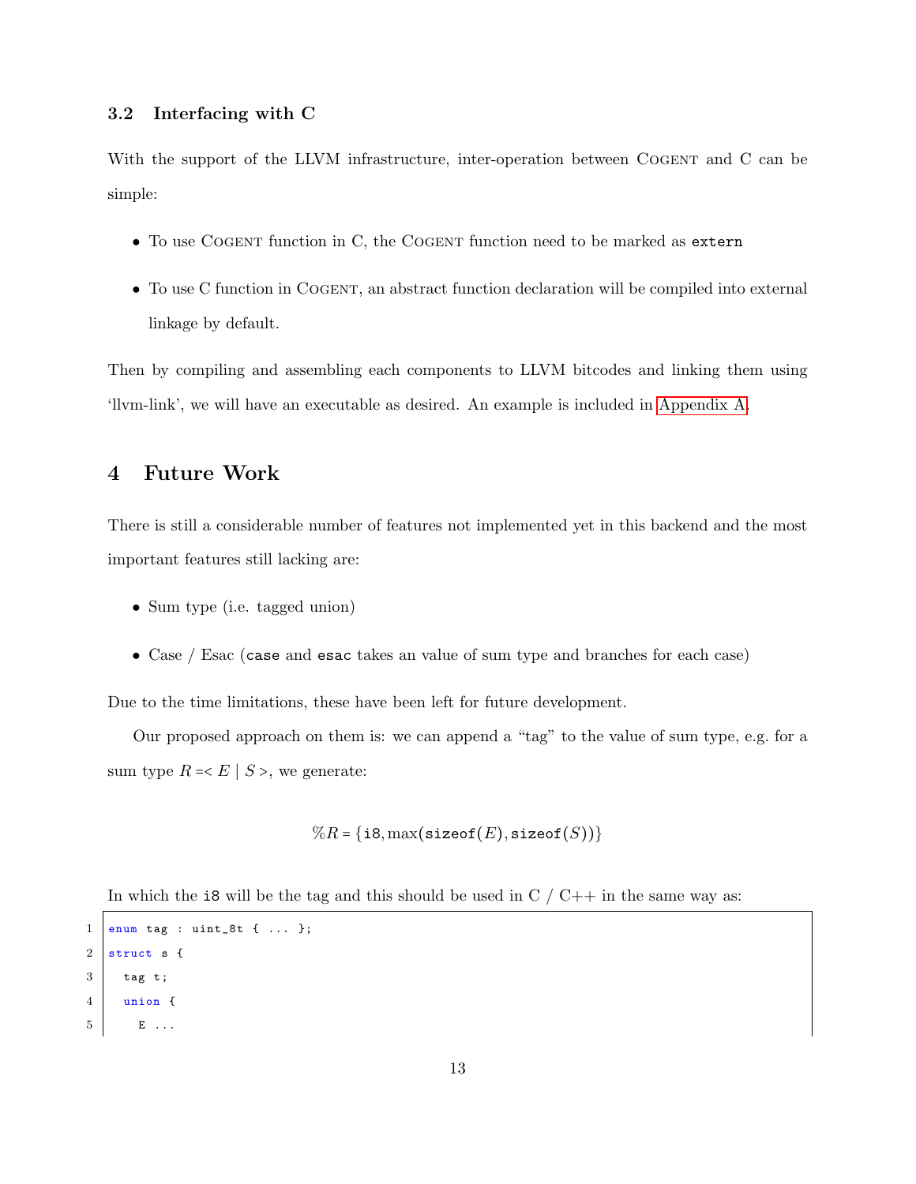### 3.2 Interfacing with C

With the support of the LLVM infrastructure, inter-operation between COGENT and C can be simple:

- To use COGENT function in C, the COGENT function need to be marked as `extern`
- To use C function in COGENT, an abstract function declaration will be compiled into external linkage by default.

Then by compiling and assembling each components to LLVM bitcodes and linking them using 'llvm-link', we will have an executable as desired. An example is included in Appendix A.

## 4 Future Work

There is still a considerable number of features not implemented yet in this backend and the most important features still lacking are:

- Sum type (i.e. tagged union)
- Case / Esac (`case` and `esac` takes an value of sum type and branches for each case)

Due to the time limitations, these have been left for future development.

Our proposed approach on them is: we can append a "tag" to the value of sum type, e.g. for a sum type $R = < E \mid S >$, we generate:

$$\%R = \{\texttt{i8}, \max(\texttt{sizeof}(E), \texttt{sizeof}(S))\}$$

In which the `i8` will be the tag and this should be used in C / C++ in the same way as:

```
enum tag : uint_8t { ... };
struct s {
  tag t;
  union {
    E ...
```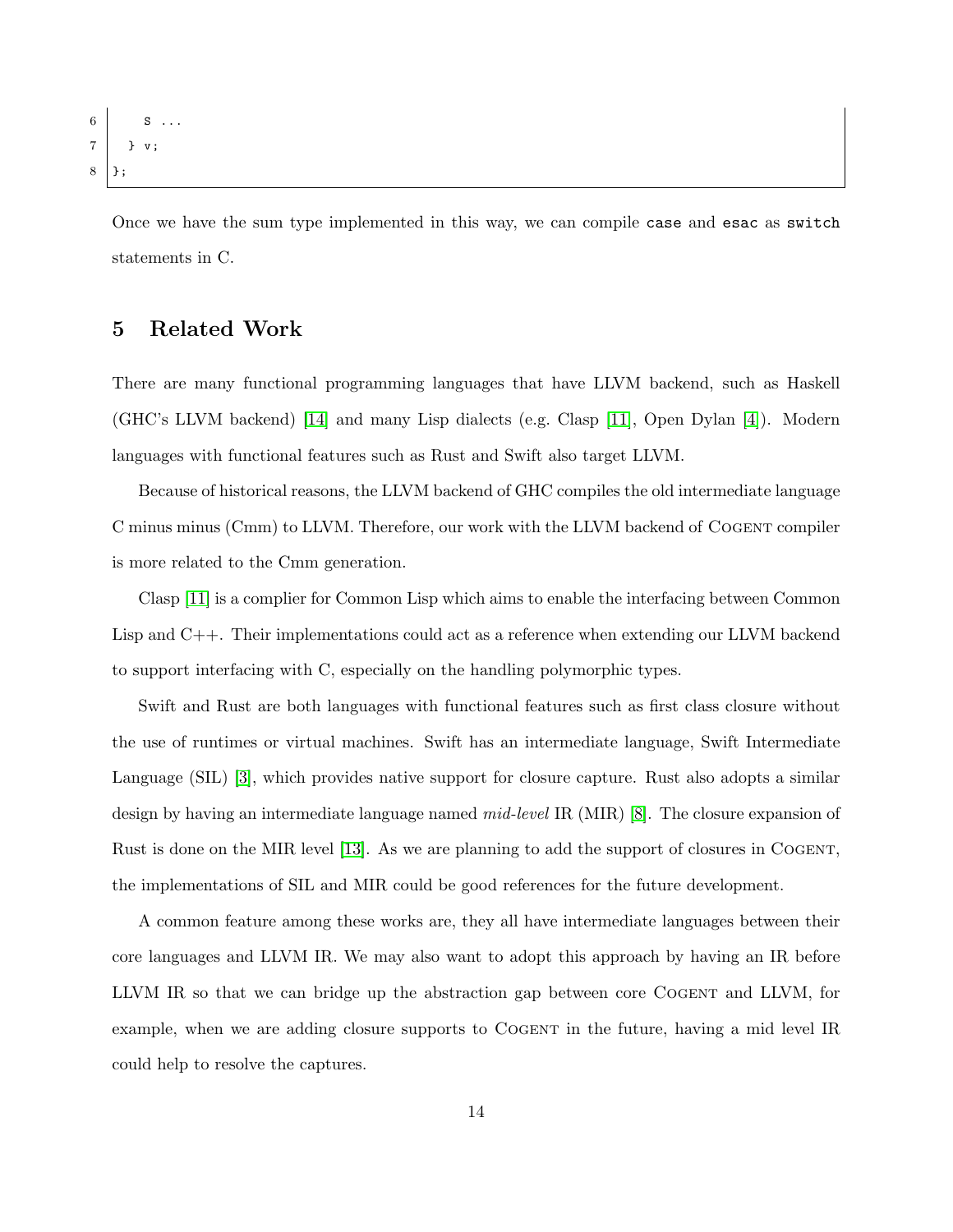```
    S ...
  } v;
};
```

Once we have the sum type implemented in this way, we can compile `case` and `esac` as `switch` statements in C.

## 5 Related Work

There are many functional programming languages that have LLVM backend, such as Haskell (GHC's LLVM backend) [14] and many Lisp dialects (e.g. Clasp [11], Open Dylan [4]). Modern languages with functional features such as Rust and Swift also target LLVM.

Because of historical reasons, the LLVM backend of GHC compiles the old intermediate language C minus minus (Cmm) to LLVM. Therefore, our work with the LLVM backend of Cogent compiler is more related to the Cmm generation.

Clasp [11] is a complier for Common Lisp which aims to enable the interfacing between Common Lisp and C++. Their implementations could act as a reference when extending our LLVM backend to support interfacing with C, especially on the handling polymorphic types.

Swift and Rust are both languages with functional features such as first class closure without the use of runtimes or virtual machines. Swift has an intermediate language, Swift Intermediate Language (SIL) [3], which provides native support for closure capture. Rust also adopts a similar design by having an intermediate language named *mid-level* IR (MIR) [8]. The closure expansion of Rust is done on the MIR level [13]. As we are planning to add the support of closures in Cogent, the implementations of SIL and MIR could be good references for the future development.

A common feature among these works are, they all have intermediate languages between their core languages and LLVM IR. We may also want to adopt this approach by having an IR before LLVM IR so that we can bridge up the abstraction gap between core Cogent and LLVM, for example, when we are adding closure supports to Cogent in the future, having a mid level IR could help to resolve the captures.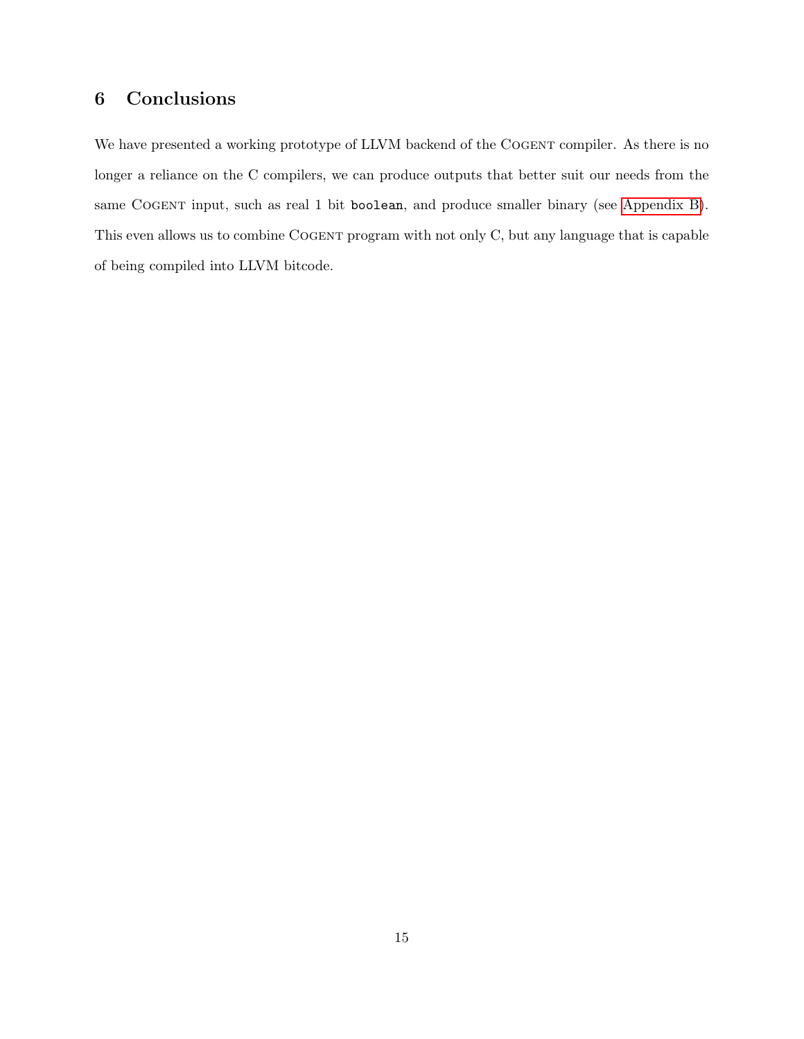# 6 Conclusions

We have presented a working prototype of LLVM backend of the Cogent compiler. As there is no longer a reliance on the C compilers, we can produce outputs that better suit our needs from the same Cogent input, such as real 1 bit `boolean`, and produce smaller binary (see Appendix B). This even allows us to combine Cogent program with not only C, but any language that is capable of being compiled into LLVM bitcode.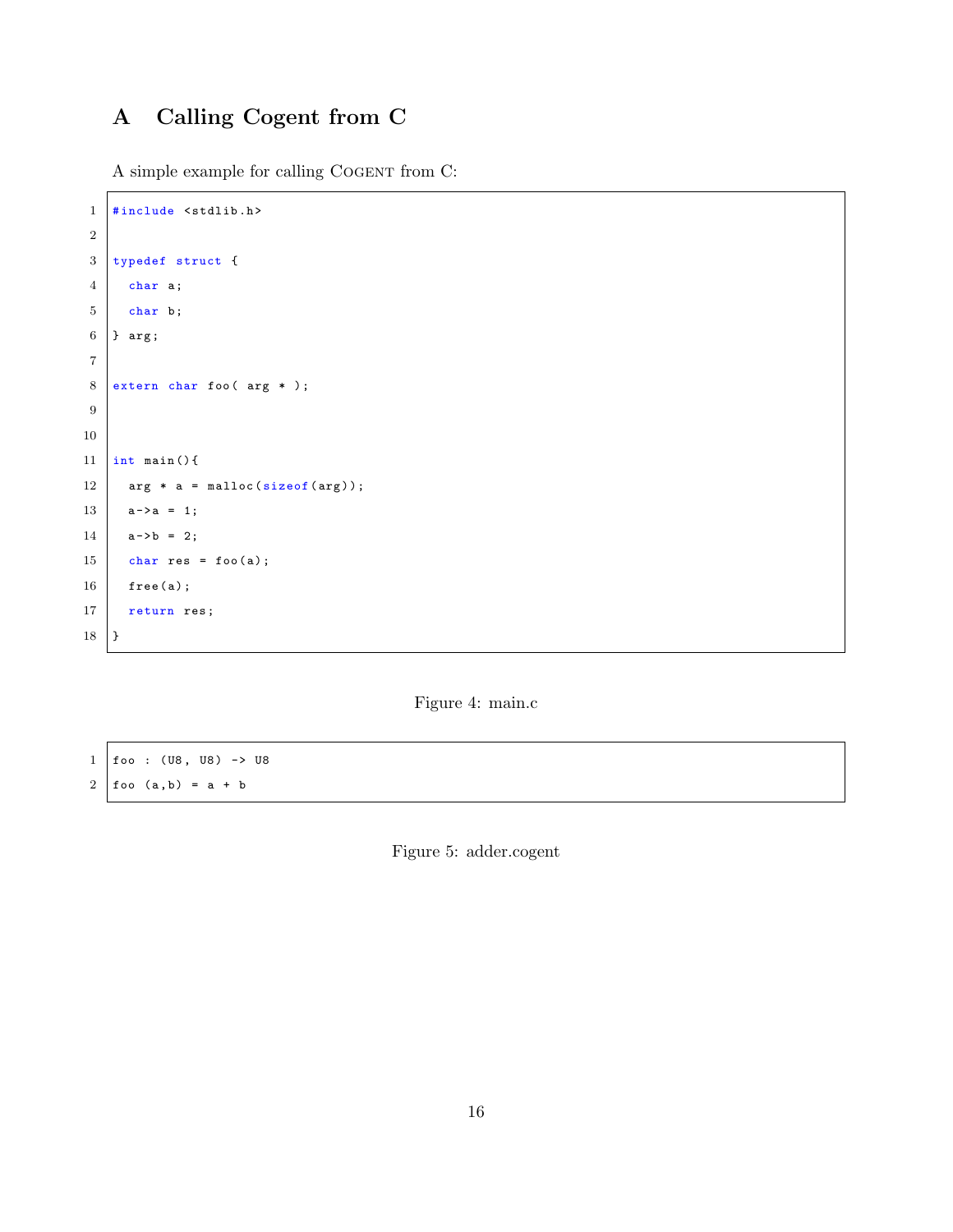# A Calling Cogent from C

A simple example for calling COGENT from C:

```c
#include <stdlib.h>

typedef struct {
  char a;
  char b;
} arg;

extern char foo( arg * );


int main(){
  arg * a = malloc(sizeof(arg));
  a->a = 1;
  a->b = 2;
  char res = foo(a);
  free(a);
  return res;
}
```

Figure 4: main.c

```
foo : (U8, U8) -> U8
foo (a,b) = a + b
```

Figure 5: adder.cogent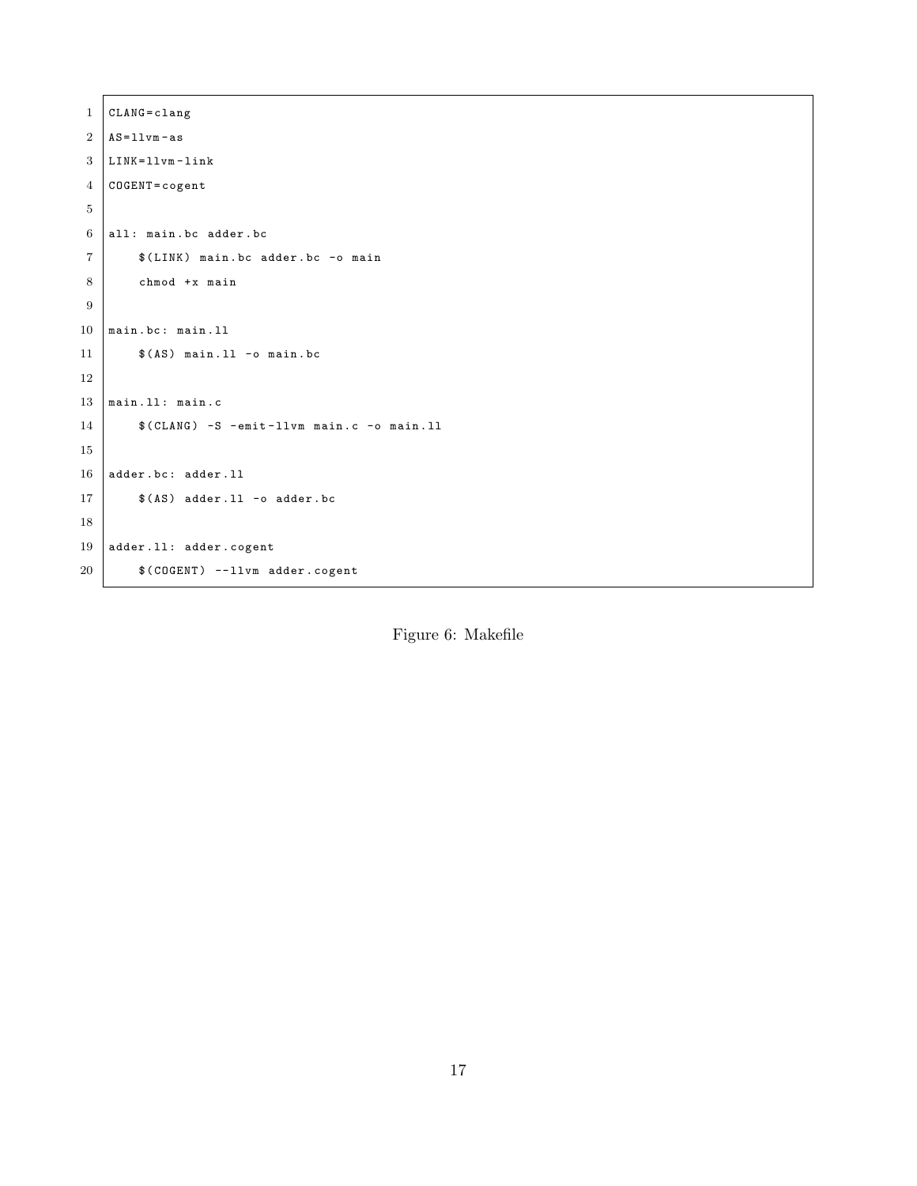```makefile
CLANG=clang
AS=llvm-as
LINK=llvm-link
COGENT=cogent

all: main.bc adder.bc
	$(LINK) main.bc adder.bc -o main
	chmod +x main

main.bc: main.ll
	$(AS) main.ll -o main.bc

main.ll: main.c
	$(CLANG) -S -emit-llvm main.c -o main.ll

adder.bc: adder.ll
	$(AS) adder.ll -o adder.bc

adder.ll: adder.cogent
	$(COGENT) --llvm adder.cogent
```

Figure 6: Makefile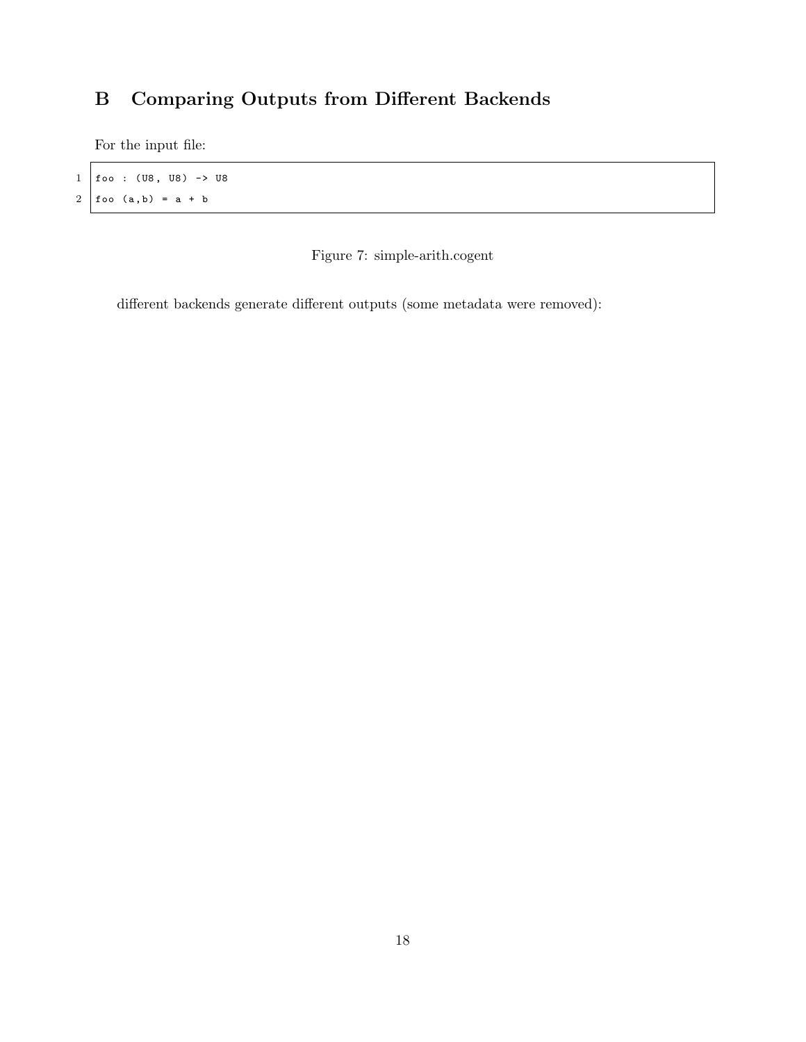## B Comparing Outputs from Different Backends

For the input file:

```
foo : (U8, U8) -> U8
foo (a,b) = a + b
```

Figure 7: simple-arith.cogent

different backends generate different outputs (some metadata were removed):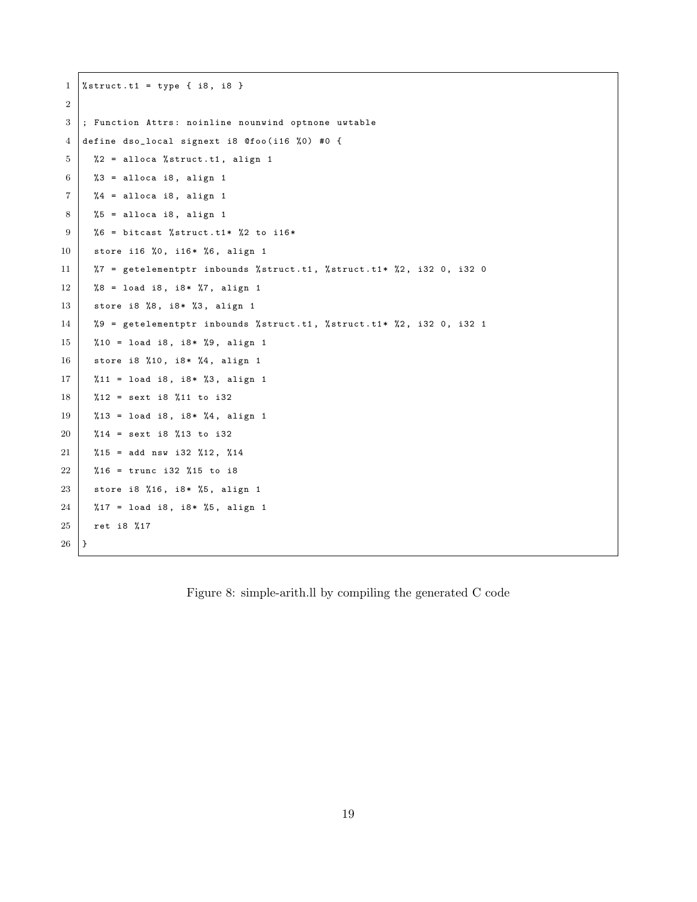```
%struct.t1 = type { i8, i8 }

; Function Attrs: noinline nounwind optnone uwtable
define dso_local signext i8 @foo(i16 %0) #0 {
  %2 = alloca %struct.t1, align 1
  %3 = alloca i8, align 1
  %4 = alloca i8, align 1
  %5 = alloca i8, align 1
  %6 = bitcast %struct.t1* %2 to i16*
  store i16 %0, i16* %6, align 1
  %7 = getelementptr inbounds %struct.t1, %struct.t1* %2, i32 0, i32 0
  %8 = load i8, i8* %7, align 1
  store i8 %8, i8* %3, align 1
  %9 = getelementptr inbounds %struct.t1, %struct.t1* %2, i32 0, i32 1
  %10 = load i8, i8* %9, align 1
  store i8 %10, i8* %4, align 1
  %11 = load i8, i8* %3, align 1
  %12 = sext i8 %11 to i32
  %13 = load i8, i8* %4, align 1
  %14 = sext i8 %13 to i32
  %15 = add nsw i32 %12, %14
  %16 = trunc i32 %15 to i8
  store i8 %16, i8* %5, align 1
  %17 = load i8, i8* %5, align 1
  ret i8 %17
}
```

Figure 8: simple-arith.ll by compiling the generated C code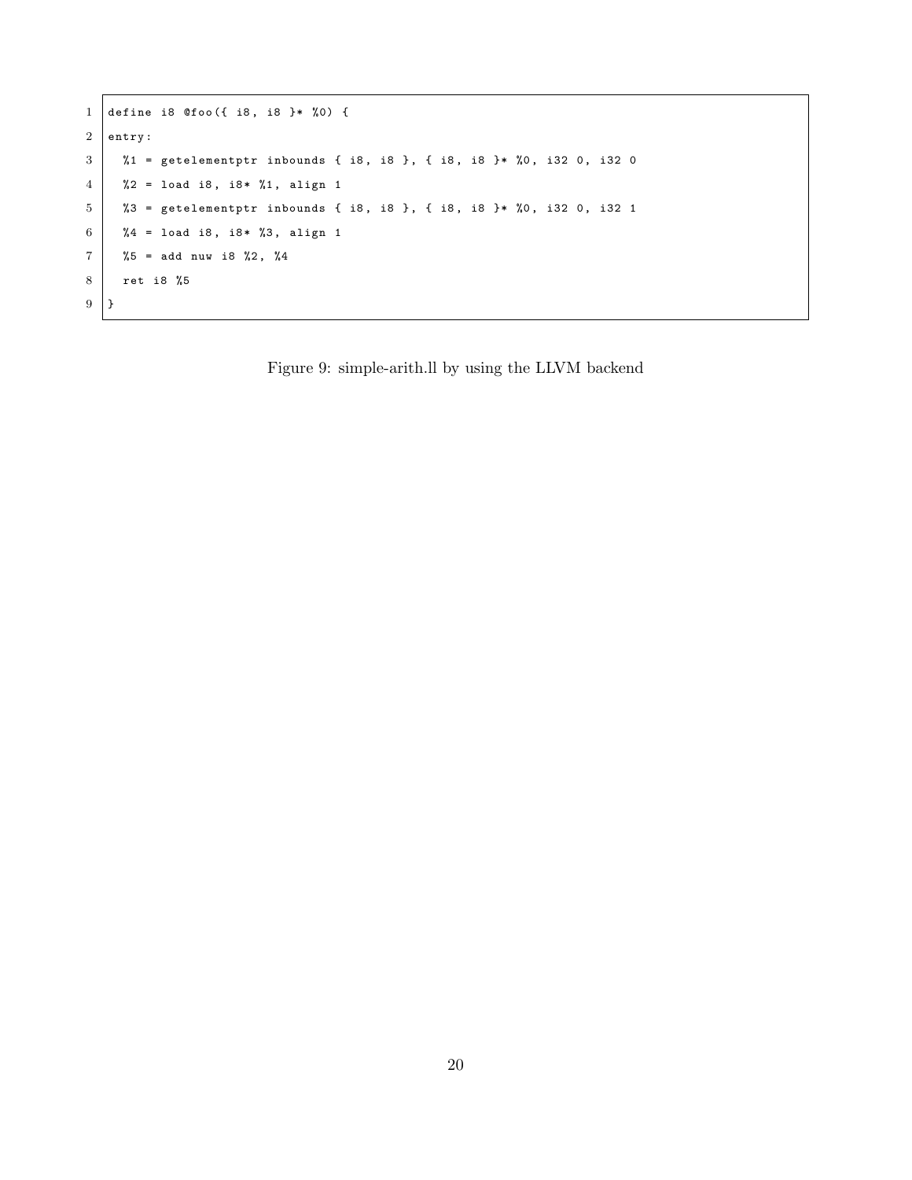```
define i8 @foo({ i8, i8 }* %0) {
entry:
  %1 = getelementptr inbounds { i8, i8 }, { i8, i8 }* %0, i32 0, i32 0
  %2 = load i8, i8* %1, align 1
  %3 = getelementptr inbounds { i8, i8 }, { i8, i8 }* %0, i32 0, i32 1
  %4 = load i8, i8* %3, align 1
  %5 = add nuw i8 %2, %4
  ret i8 %5
}
```

Figure 9: simple-arith.ll by using the LLVM backend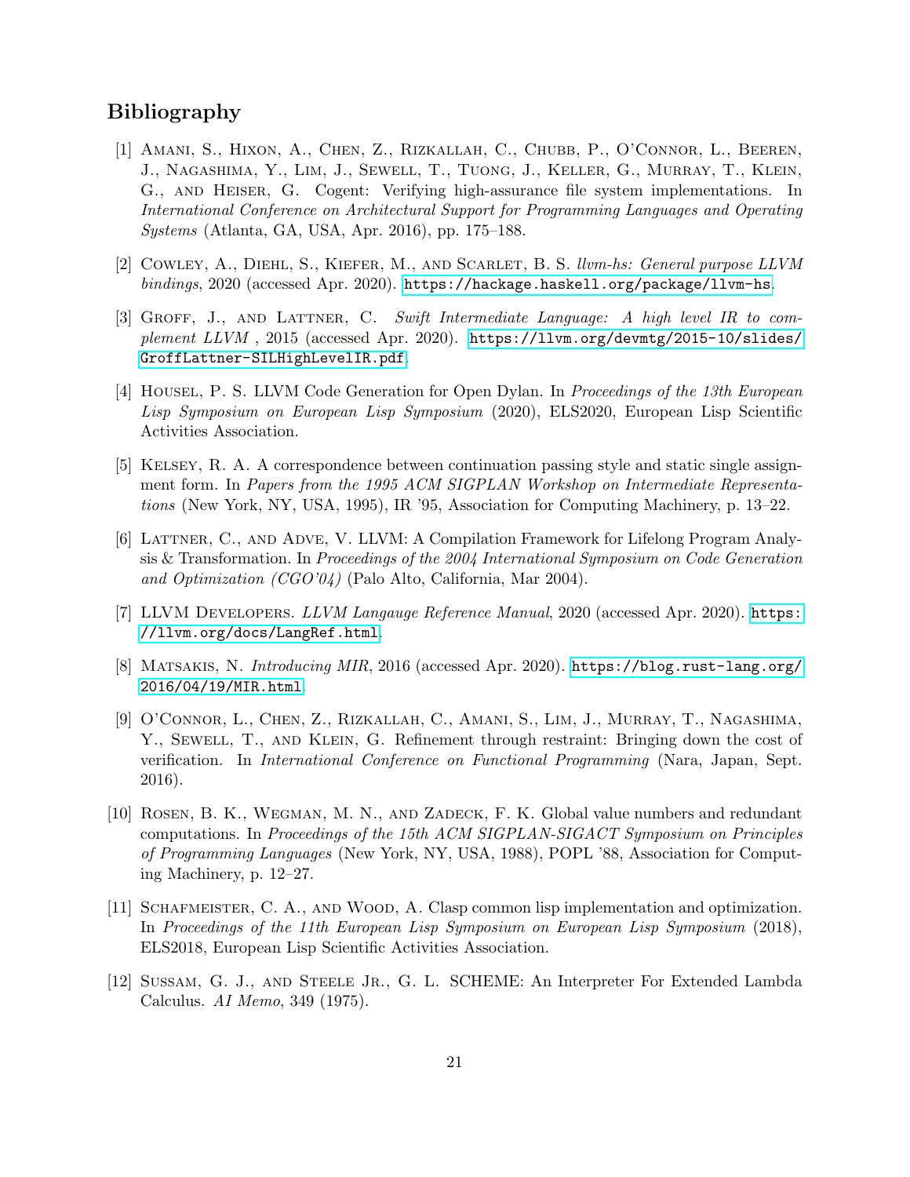# Bibliography

[1] Amani, S., Hixon, A., Chen, Z., Rizkallah, C., Chubb, P., O'Connor, L., Beeren, J., Nagashima, Y., Lim, J., Sewell, T., Tuong, J., Keller, G., Murray, T., Klein, G., and Heiser, G. Cogent: Verifying high-assurance file system implementations. In *International Conference on Architectural Support for Programming Languages and Operating Systems* (Atlanta, GA, USA, Apr. 2016), pp. 175–188.

[2] Cowley, A., Diehl, S., Kiefer, M., and Scarlet, B. S. *llvm-hs: General purpose LLVM bindings*, 2020 (accessed Apr. 2020). https://hackage.haskell.org/package/llvm-hs.

[3] Groff, J., and Lattner, C. *Swift Intermediate Language: A high level IR to complement LLVM* , 2015 (accessed Apr. 2020). https://llvm.org/devmtg/2015-10/slides/GroffLattner-SILHighLevelIR.pdf.

[4] Housel, P. S. LLVM Code Generation for Open Dylan. In *Proceedings of the 13th European Lisp Symposium on European Lisp Symposium* (2020), ELS2020, European Lisp Scientific Activities Association.

[5] Kelsey, R. A. A correspondence between continuation passing style and static single assignment form. In *Papers from the 1995 ACM SIGPLAN Workshop on Intermediate Representations* (New York, NY, USA, 1995), IR '95, Association for Computing Machinery, p. 13–22.

[6] Lattner, C., and Adve, V. LLVM: A Compilation Framework for Lifelong Program Analysis & Transformation. In *Proceedings of the 2004 International Symposium on Code Generation and Optimization (CGO'04)* (Palo Alto, California, Mar 2004).

[7] LLVM Developers. *LLVM Langauge Reference Manual*, 2020 (accessed Apr. 2020). https://llvm.org/docs/LangRef.html.

[8] Matsakis, N. *Introducing MIR*, 2016 (accessed Apr. 2020). https://blog.rust-lang.org/2016/04/19/MIR.html.

[9] O'Connor, L., Chen, Z., Rizkallah, C., Amani, S., Lim, J., Murray, T., Nagashima, Y., Sewell, T., and Klein, G. Refinement through restraint: Bringing down the cost of verification. In *International Conference on Functional Programming* (Nara, Japan, Sept. 2016).

[10] Rosen, B. K., Wegman, M. N., and Zadeck, F. K. Global value numbers and redundant computations. In *Proceedings of the 15th ACM SIGPLAN-SIGACT Symposium on Principles of Programming Languages* (New York, NY, USA, 1988), POPL '88, Association for Computing Machinery, p. 12–27.

[11] Schafmeister, C. A., and Wood, A. Clasp common lisp implementation and optimization. In *Proceedings of the 11th European Lisp Symposium on European Lisp Symposium* (2018), ELS2018, European Lisp Scientific Activities Association.

[12] Sussam, G. J., and Steele Jr., G. L. SCHEME: An Interpreter For Extended Lambda Calculus. *AI Memo*, 349 (1975).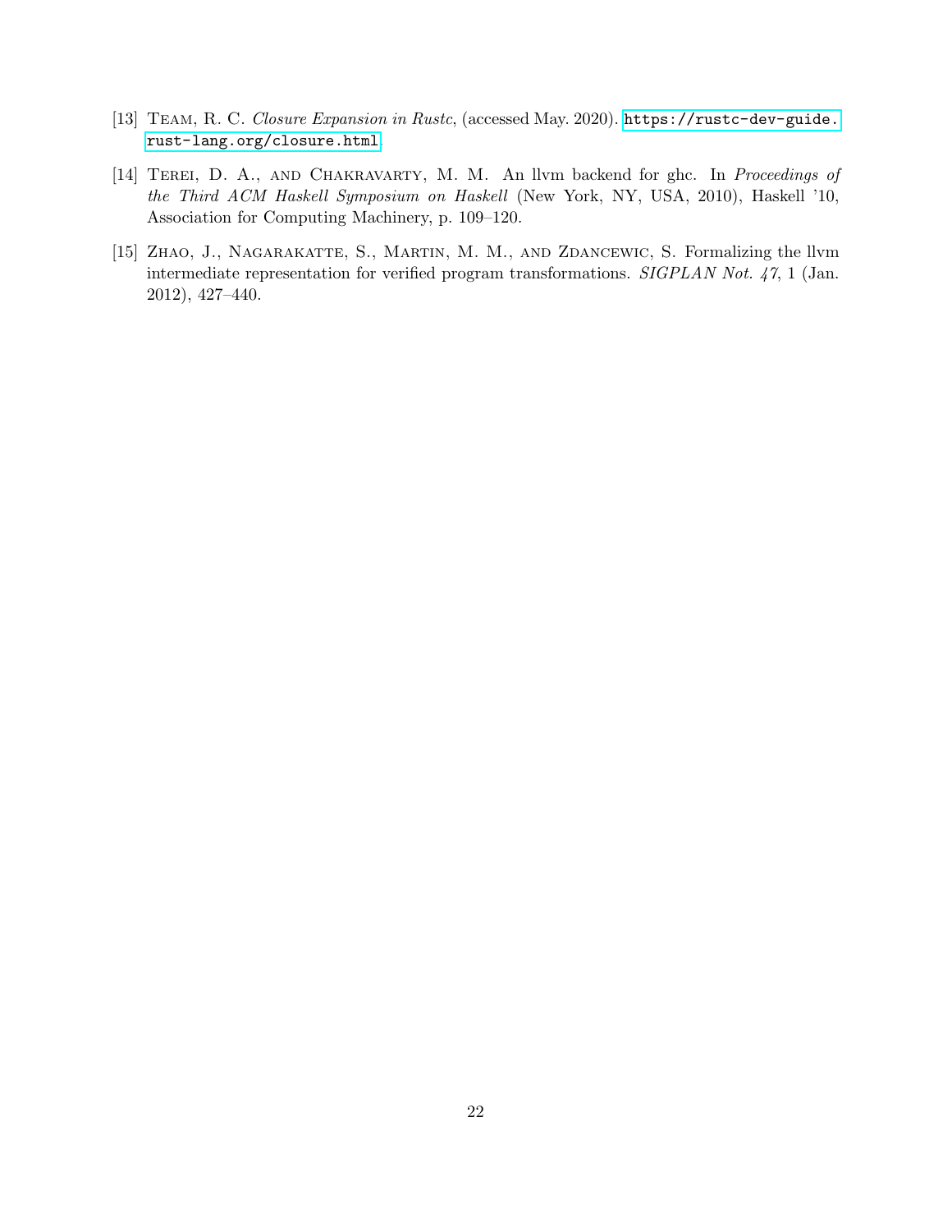[13] Team, R. C. *Closure Expansion in Rustc*, (accessed May. 2020). https://rustc-dev-guide.rust-lang.org/closure.html.

[14] Terei, D. A., and Chakravarty, M. M. An llvm backend for ghc. In *Proceedings of the Third ACM Haskell Symposium on Haskell* (New York, NY, USA, 2010), Haskell '10, Association for Computing Machinery, p. 109–120.

[15] Zhao, J., Nagarakatte, S., Martin, M. M., and Zdancewic, S. Formalizing the llvm intermediate representation for verified program transformations. *SIGPLAN Not. 47*, 1 (Jan. 2012), 427–440.